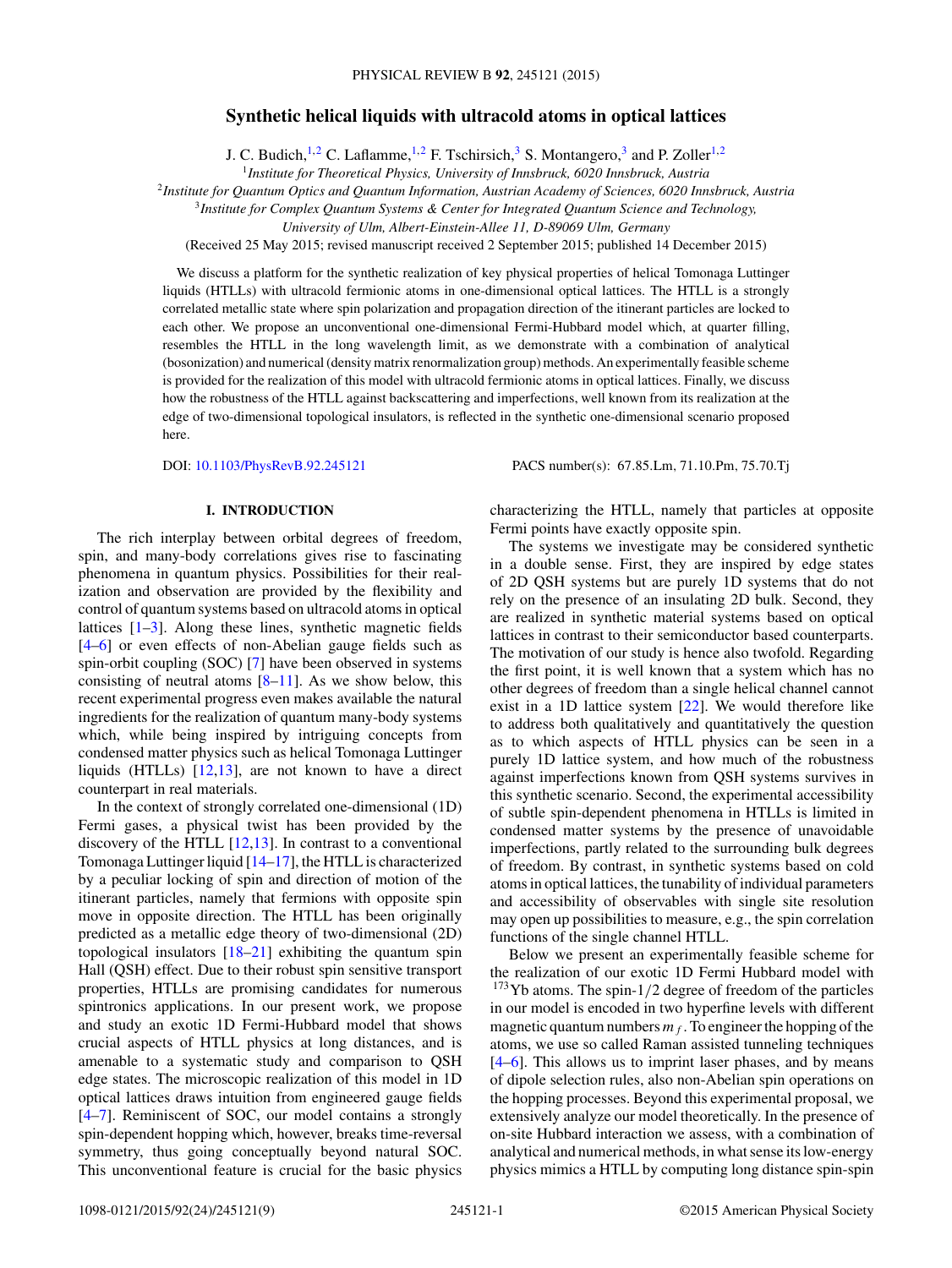# Synthetic helical liquids with ultracold atoms in optical lattices

J. C. Budich,[1,2] C. Laflamme,[1,2] F. Tschirsich,[3] S. Montangero,[3] and P. Zoller[1,2]

[1]*Institute for Theoretical Physics, University of Innsbruck, 6020 Innsbruck, Austria*

[2]*Institute for Quantum Optics and Quantum Information, Austrian Academy of Sciences, 6020 Innsbruck, Austria*

[3]*Institute for Complex Quantum Systems & Center for Integrated Quantum Science and Technology, University of Ulm, Albert-Einstein-Allee 11, D-89069 Ulm, Germany*

(Received 25 May 2015; revised manuscript received 2 September 2015; published 14 December 2015)

We discuss a platform for the synthetic realization of key physical properties of helical Tomonaga Luttinger liquids (HTLLs) with ultracold fermionic atoms in one-dimensional optical lattices. The HTLL is a strongly correlated metallic state where spin polarization and propagation direction of the itinerant particles are locked to each other. We propose an unconventional one-dimensional Fermi-Hubbard model which, at quarter filling, resembles the HTLL in the long wavelength limit, as we demonstrate with a combination of analytical (bosonization) and numerical (density matrix renormalization group) methods. An experimentally feasible scheme is provided for the realization of this model with ultracold fermionic atoms in optical lattices. Finally, we discuss how the robustness of the HTLL against backscattering and imperfections, well known from its realization at the edge of two-dimensional topological insulators, is reflected in the synthetic one-dimensional scenario proposed here.

DOI: 10.1103/PhysRevB.92.245121 PACS number(s): 67.85.Lm, 71.10.Pm, 75.70.Tj

## I. INTRODUCTION

The rich interplay between orbital degrees of freedom, spin, and many-body correlations gives rise to fascinating phenomena in quantum physics. Possibilities for their realization and observation are provided by the flexibility and control of quantum systems based on ultracold atoms in optical lattices [1–3]. Along these lines, synthetic magnetic fields [4–6] or even effects of non-Abelian gauge fields such as spin-orbit coupling (SOC) [7] have been observed in systems consisting of neutral atoms [8–11]. As we show below, this recent experimental progress even makes available the natural ingredients for the realization of quantum many-body systems which, while being inspired by intriguing concepts from condensed matter physics such as helical Tomonaga Luttinger liquids (HTLLs) [12,13], are not known to have a direct counterpart in real materials.

In the context of strongly correlated one-dimensional (1D) Fermi gases, a physical twist has been provided by the discovery of the HTLL [12,13]. In contrast to a conventional Tomonaga Luttinger liquid [14–17], the HTLL is characterized by a peculiar locking of spin and direction of motion of the itinerant particles, namely that fermions with opposite spin move in opposite direction. The HTLL has been originally predicted as a metallic edge theory of two-dimensional (2D) topological insulators [18–21] exhibiting the quantum spin Hall (QSH) effect. Due to their robust spin sensitive transport properties, HTLLs are promising candidates for numerous spintronics applications. In our present work, we propose and study an exotic 1D Fermi-Hubbard model that shows crucial aspects of HTLL physics at long distances, and is amenable to a systematic study and comparison to QSH edge states. The microscopic realization of this model in 1D optical lattices draws intuition from engineered gauge fields [4–7]. Reminiscent of SOC, our model contains a strongly spin-dependent hopping which, however, breaks time-reversal symmetry, thus going conceptually beyond natural SOC. This unconventional feature is crucial for the basic physics characterizing the HTLL, namely that particles at opposite Fermi points have exactly opposite spin.

The systems we investigate may be considered synthetic in a double sense. First, they are inspired by edge states of 2D QSH systems but are purely 1D systems that do not rely on the presence of an insulating 2D bulk. Second, they are realized in synthetic material systems based on optical lattices in contrast to their semiconductor based counterparts. The motivation of our study is hence also twofold. Regarding the first point, it is well known that a system which has no other degrees of freedom than a single helical channel cannot exist in a 1D lattice system [22]. We would therefore like to address both qualitatively and quantitatively the question as to which aspects of HTLL physics can be seen in a purely 1D lattice system, and how much of the robustness against imperfections known from QSH systems survives in this synthetic scenario. Second, the experimental accessibility of subtle spin-dependent phenomena in HTLLs is limited in condensed matter systems by the presence of unavoidable imperfections, partly related to the surrounding bulk degrees of freedom. By contrast, in synthetic systems based on cold atoms in optical lattices, the tunability of individual parameters and accessibility of observables with single site resolution may open up possibilities to measure, e.g., the spin correlation functions of the single channel HTLL.

Below we present an experimentally feasible scheme for the realization of our exotic 1D Fermi Hubbard model with $^{173}$Yb atoms. The spin-1/2 degree of freedom of the particles in our model is encoded in two hyperfine levels with different magnetic quantum numbers $m_f$. To engineer the hopping of the atoms, we use so called Raman assisted tunneling techniques [4–6]. This allows us to imprint laser phases, and by means of dipole selection rules, also non-Abelian spin operations on the hopping processes. Beyond this experimental proposal, we extensively analyze our model theoretically. In the presence of on-site Hubbard interaction we assess, with a combination of analytical and numerical methods, in what sense its low-energy physics mimics a HTLL by computing long distance spin-spin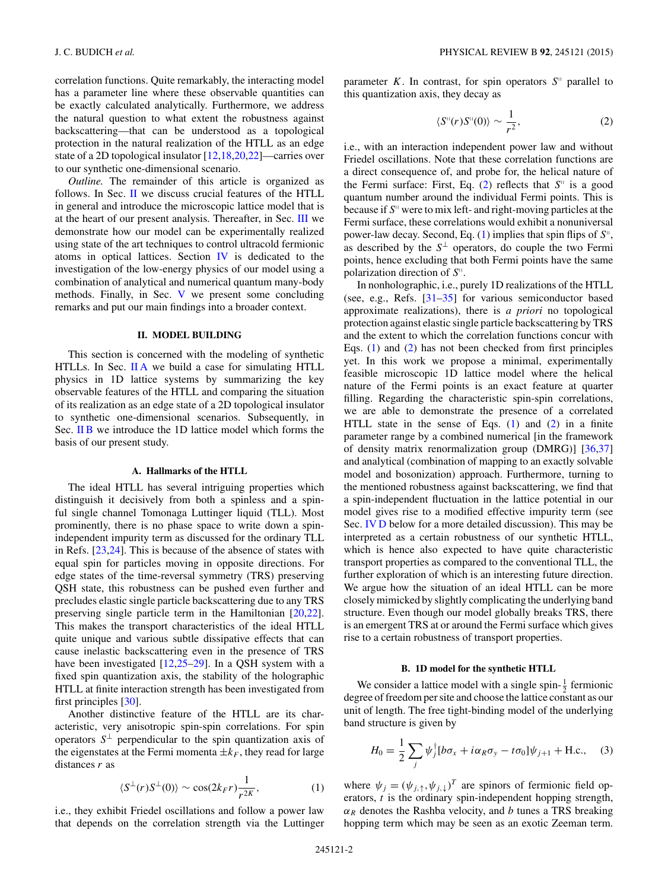correlation functions. Quite remarkably, the interacting model has a parameter line where these observable quantities can be exactly calculated analytically. Furthermore, we address the natural question to what extent the robustness against backscattering—that can be understood as a topological protection in the natural realization of the HTLL as an edge state of a 2D topological insulator [12,18,20,22]—carries over to our synthetic one-dimensional scenario.

*Outline.* The remainder of this article is organized as follows. In Sec. II we discuss crucial features of the HTLL in general and introduce the microscopic lattice model that is at the heart of our present analysis. Thereafter, in Sec. III we demonstrate how our model can be experimentally realized using state of the art techniques to control ultracold fermionic atoms in optical lattices. Section IV is dedicated to the investigation of the low-energy physics of our model using a combination of analytical and numerical quantum many-body methods. Finally, in Sec. V we present some concluding remarks and put our main findings into a broader context.

## II. MODEL BUILDING

This section is concerned with the modeling of synthetic HTLLs. In Sec. II A we build a case for simulating HTLL physics in 1D lattice systems by summarizing the key observable features of the HTLL and comparing the situation of its realization as an edge state of a 2D topological insulator to synthetic one-dimensional scenarios. Subsequently, in Sec. II B we introduce the 1D lattice model which forms the basis of our present study.

### A. Hallmarks of the HTLL

The ideal HTLL has several intriguing properties which distinguish it decisively from both a spinless and a spinful single channel Tomonaga Luttinger liquid (TLL). Most prominently, there is no phase space to write down a spin-independent impurity term as discussed for the ordinary TLL in Refs. [23,24]. This is because of the absence of states with equal spin for particles moving in opposite directions. For edge states of the time-reversal symmetry (TRS) preserving QSH state, this robustness can be pushed even further and precludes elastic single particle backscattering due to any TRS preserving single particle term in the Hamiltonian [20,22]. This makes the transport characteristics of the ideal HTLL quite unique and various subtle dissipative effects that can cause inelastic backscattering even in the presence of TRS have been investigated [12,25–29]. In a QSH system with a fixed spin quantization axis, the stability of the holographic HTLL at finite interaction strength has been investigated from first principles [30].

Another distinctive feature of the HTLL are its characteristic, very anisotropic spin-spin correlations. For spin operators $S^\perp$ perpendicular to the spin quantization axis of the eigenstates at the Fermi momenta $\pm k_F$, they read for large distances $r$ as

$$\langle S^\perp(r)S^\perp(0)\rangle \sim \cos(2k_F r)\frac{1}{r^{2K}}, \qquad (1)$$

i.e., they exhibit Friedel oscillations and follow a power law that depends on the correlation strength via the Luttinger parameter $K$. In contrast, for spin operators $S^\parallel$ parallel to this quantization axis, they decay as

$$\langle S^\parallel(r)S^\parallel(0)\rangle \sim \frac{1}{r^2}, \qquad (2)$$

i.e., with an interaction independent power law and without Friedel oscillations. Note that these correlation functions are a direct consequence of, and probe for, the helical nature of the Fermi surface: First, Eq. (2) reflects that $S^\parallel$ is a good quantum number around the individual Fermi points. This is because if $S^\parallel$ were to mix left- and right-moving particles at the Fermi surface, these correlations would exhibit a nonuniversal power-law decay. Second, Eq. (1) implies that spin flips of $S^\parallel$, as described by the $S^\perp$ operators, do couple the two Fermi points, hence excluding that both Fermi points have the same polarization direction of $S^\parallel$.

In nonholographic, i.e., purely 1D realizations of the HTLL (see, e.g., Refs. [31–35] for various semiconductor based approximate realizations), there is *a priori* no topological protection against elastic single particle backscattering by TRS and the extent to which the correlation functions concur with Eqs. (1) and (2) has not been checked from first principles yet. In this work we propose a minimal, experimentally feasible microscopic 1D lattice model where the helical nature of the Fermi points is an exact feature at quarter filling. Regarding the characteristic spin-spin correlations, we are able to demonstrate the presence of a correlated HTLL state in the sense of Eqs. (1) and (2) in a finite parameter range by a combined numerical [in the framework of density matrix renormalization group (DMRG)] [36,37] and analytical (combination of mapping to an exactly solvable model and bosonization) approach. Furthermore, turning to the mentioned robustness against backscattering, we find that a spin-independent fluctuation in the lattice potential in our model gives rise to a modified effective impurity term (see Sec. IV D below for a more detailed discussion). This may be interpreted as a certain robustness of our synthetic HTLL, which is hence also expected to have quite characteristic transport properties as compared to the conventional TLL, the further exploration of which is an interesting future direction. We argue how the situation of an ideal HTLL can be more closely mimicked by slightly complicating the underlying band structure. Even though our model globally breaks TRS, there is an emergent TRS at or around the Fermi surface which gives rise to a certain robustness of transport properties.

### B. 1D model for the synthetic HTLL

We consider a lattice model with a single spin-$\frac{1}{2}$ fermionic degree of freedom per site and choose the lattice constant as our unit of length. The free tight-binding model of the underlying band structure is given by

$$H_0 = \frac{1}{2}\sum_j \psi_j^\dagger[b\sigma_x + i\alpha_R\sigma_y - t\sigma_0]\psi_{j+1} + \text{H.c.}, \qquad (3)$$

where $\psi_j = (\psi_{j,\uparrow},\psi_{j,\downarrow})^T$ are spinors of fermionic field operators, $t$ is the ordinary spin-independent hopping strength, $\alpha_R$ denotes the Rashba velocity, and $b$ tunes a TRS breaking hopping term which may be seen as an exotic Zeeman term.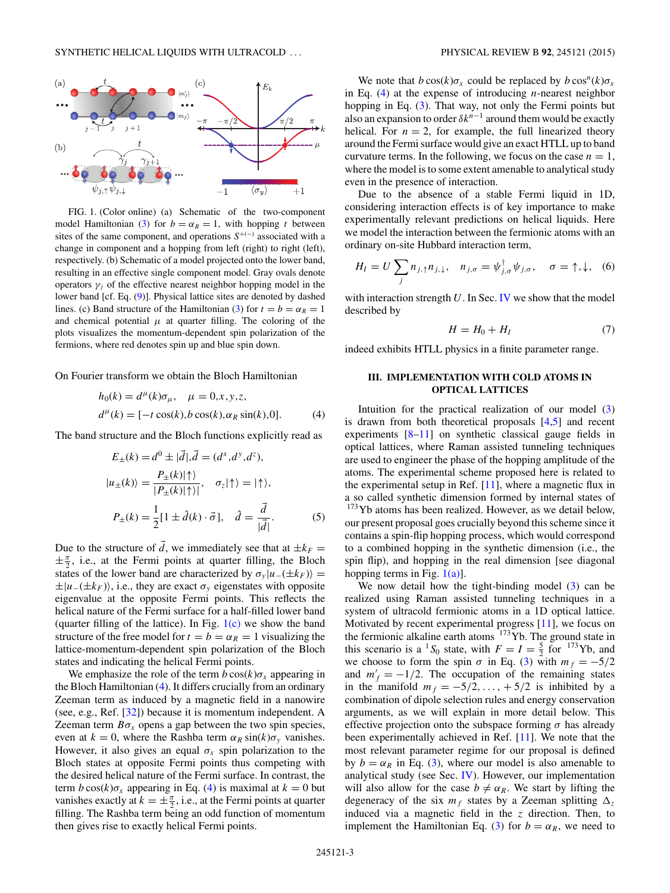FIG. 1. (Color online) (a) Schematic of the two-component model Hamiltonian (3) for $b = \alpha_R = 1$, with hopping $t$ between sites of the same component, and operations $S^{+(-)}$ associated with a change in component and a hopping from left (right) to right (left), respectively. (b) Schematic of a model projected onto the lower band, resulting in an effective single component model. Gray ovals denote operators $\gamma_j$ of the effective nearest neighbor hopping model in the lower band [cf. Eq. (9)]. Physical lattice sites are denoted by dashed lines. (c) Band structure of the Hamiltonian (3) for $t = b = \alpha_R = 1$ and chemical potential $\mu$ at quarter filling. The coloring of the plots visualizes the momentum-dependent spin polarization of the fermions, where red denotes spin up and blue spin down.

On Fourier transform we obtain the Bloch Hamiltonian

$$h_0(k) = d^\mu(k)\sigma_\mu, \quad \mu = 0,x,y,z,$$
$$d^\mu(k) = [-t\cos(k), b\cos(k), \alpha_R \sin(k), 0]. \tag{4}$$

The band structure and the Bloch functions explicitly read as

$$E_\pm(k) = d^0 \pm |\vec{d}|, \vec{d} = (d^x, d^y, d^z),$$
$$|u_\pm(k)\rangle = \frac{P_\pm(k)|\uparrow\rangle}{|P_\pm(k)|\uparrow\rangle|}, \quad \sigma_z|\uparrow\rangle = |\uparrow\rangle,$$
$$P_\pm(k) = \frac{1}{2}[1 \pm \hat{d}(k)\cdot\vec{\sigma}], \quad \hat{d} = \frac{\vec{d}}{|\vec{d}|}. \tag{5}$$

Due to the structure of $\vec{d}$, we immediately see that at $\pm k_F = \pm\frac{\pi}{2}$, i.e., at the Fermi points at quarter filling, the Bloch states of the lower band are characterized by $\sigma_y|u_-(\pm k_F)\rangle = \pm|u_-(\pm k_F)\rangle$, i.e., they are exact $\sigma_y$ eigenstates with opposite eigenvalue at the opposite Fermi points. This reflects the helical nature of the Fermi surface for a half-filled lower band (quarter filling of the lattice). In Fig. 1(c) we show the band structure of the free model for $t = b = \alpha_R = 1$ visualizing the lattice-momentum-dependent spin polarization of the Bloch states and indicating the helical Fermi points.

We emphasize the role of the term $b\cos(k)\sigma_x$ appearing in the Bloch Hamiltonian (4). It differs crucially from an ordinary Zeeman term as induced by a magnetic field in a nanowire (see, e.g., Ref. [32]) because it is momentum independent. A Zeeman term $B\sigma_x$ opens a gap between the two spin species, even at $k = 0$, where the Rashba term $\alpha_R\sin(k)\sigma_y$ vanishes. However, it also gives an equal $\sigma_x$ spin polarization to the Bloch states at opposite Fermi points thus competing with the desired helical nature of the Fermi surface. In contrast, the term $b\cos(k)\sigma_x$ appearing in Eq. (4) is maximal at $k = 0$ but vanishes exactly at $k = \pm\frac{\pi}{2}$, i.e., at the Fermi points at quarter filling. The Rashba term being an odd function of momentum then gives rise to exactly helical Fermi points.

We note that $b\cos(k)\sigma_x$ could be replaced by $b\cos^n(k)\sigma_x$ in Eq. (4) at the expense of introducing $n$-nearest neighbor hopping in Eq. (3). That way, not only the Fermi points but also an expansion to order $\delta k^{n-1}$ around them would be exactly helical. For $n = 2$, for example, the full linearized theory around the Fermi surface would give an exact HTLL up to band curvature terms. In the following, we focus on the case $n = 1$, where the model is to some extent amenable to analytical study even in the presence of interaction.

Due to the absence of a stable Fermi liquid in 1D, considering interaction effects is of key importance to make experimentally relevant predictions on helical liquids. Here we model the interaction between the fermionic atoms with an ordinary on-site Hubbard interaction term,

$$H_I = U\sum_j n_{j,\uparrow}n_{j,\downarrow}, \quad n_{j,\sigma} = \psi^\dagger_{j,\sigma}\psi_{j,\sigma}, \quad \sigma = \uparrow,\downarrow, \tag{6}$$

with interaction strength $U$. In Sec. IV we show that the model described by

$$H = H_0 + H_I \tag{7}$$

indeed exhibits HTLL physics in a finite parameter range.

## III. IMPLEMENTATION WITH COLD ATOMS IN OPTICAL LATTICES

Intuition for the practical realization of our model (3) is drawn from both theoretical proposals [4,5] and recent experiments [8–11] on synthetic classical gauge fields in optical lattices, where Raman assisted tunneling techniques are used to engineer the phase of the hopping amplitude of the atoms. The experimental scheme proposed here is related to the experimental setup in Ref. [11], where a magnetic flux in a so called synthetic dimension formed by internal states of $^{173}$Yb atoms has been realized. However, as we detail below, our present proposal goes crucially beyond this scheme since it contains a spin-flip hopping process, which would correspond to a combined hopping in the synthetic dimension (i.e., the spin flip), and hopping in the real dimension [see diagonal hopping terms in Fig. 1(a)].

We now detail how the tight-binding model (3) can be realized using Raman assisted tunneling techniques in a system of ultracold fermionic atoms in a 1D optical lattice. Motivated by recent experimental progress [11], we focus on the fermionic alkaline earth atoms $^{173}$Yb. The ground state in this scenario is a $^1S_0$ state, with $F = I = \frac{5}{2}$ for $^{173}$Yb, and we choose to form the spin $\sigma$ in Eq. (3) with $m_f = -5/2$ and $m_f' = -1/2$. The occupation of the remaining states in the manifold $m_f = -5/2,\ldots,+5/2$ is inhibited by a combination of dipole selection rules and energy conservation arguments, as we will explain in more detail below. This effective projection onto the subspace forming $\sigma$ has already been experimentally achieved in Ref. [11]. We note that the most relevant parameter regime for our proposal is defined by $b = \alpha_R$ in Eq. (3), where our model is also amenable to analytical study (see Sec. IV). However, our implementation will also allow for the case $b \neq \alpha_R$. We start by lifting the degeneracy of the six $m_f$ states by a Zeeman splitting $\Delta_z$ induced via a magnetic field in the $z$ direction. Then, to implement the Hamiltonian Eq. (3) for $b = \alpha_R$, we need to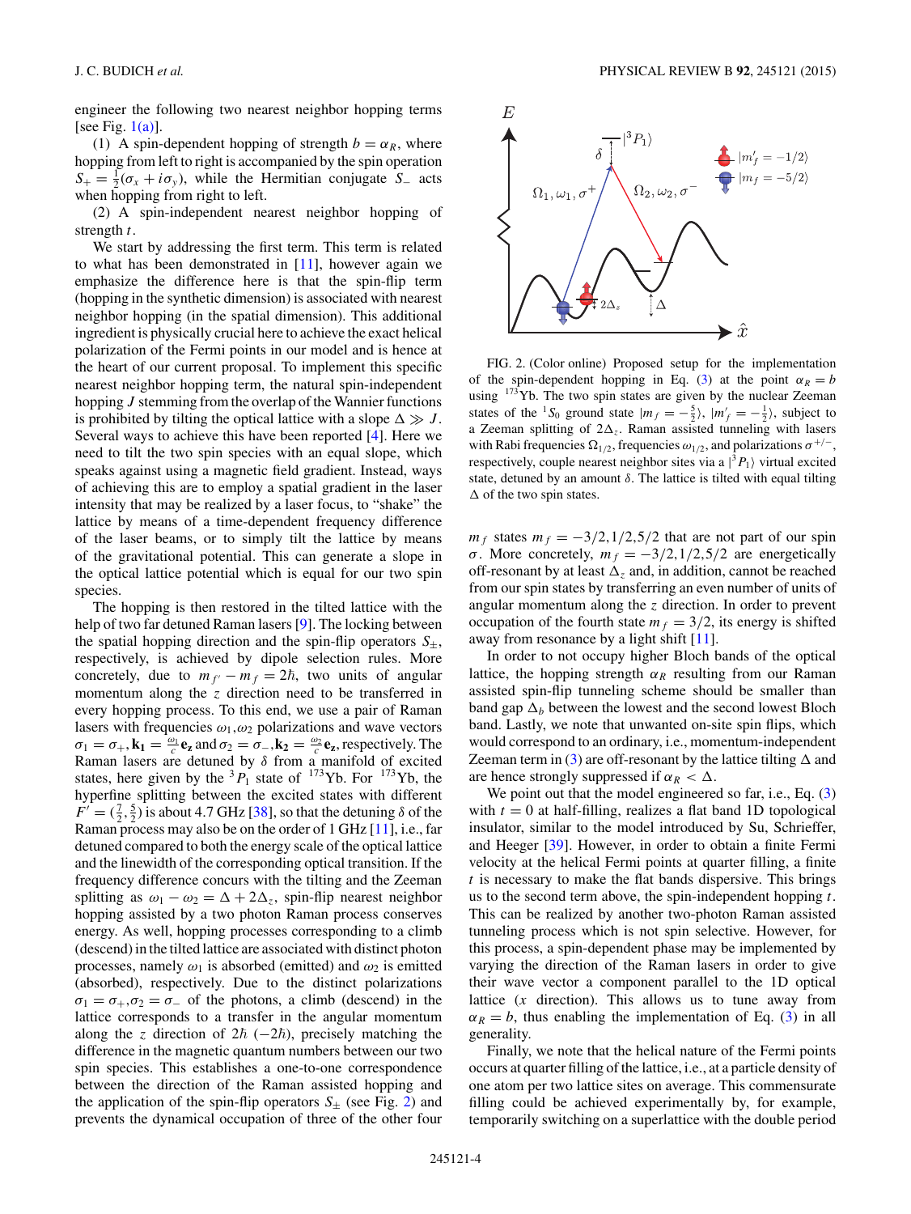engineer the following two nearest neighbor hopping terms [see Fig. 1(a)].

(1) A spin-dependent hopping of strength $b = \alpha_R$, where hopping from left to right is accompanied by the spin operation $S_+ = \frac{1}{2}(\sigma_x + i\sigma_y)$, while the Hermitian conjugate $S_-$ acts when hopping from right to left.

(2) A spin-independent nearest neighbor hopping of strength $t$.

We start by addressing the first term. This term is related to what has been demonstrated in [11], however again we emphasize the difference here is that the spin-flip term (hopping in the synthetic dimension) is associated with nearest neighbor hopping (in the spatial dimension). This additional ingredient is physically crucial here to achieve the exact helical polarization of the Fermi points in our model and is hence at the heart of our current proposal. To implement this specific nearest neighbor hopping term, the natural spin-independent hopping $J$ stemming from the overlap of the Wannier functions is prohibited by tilting the optical lattice with a slope $\Delta \gg J$. Several ways to achieve this have been reported [4]. Here we need to tilt the two spin species with an equal slope, which speaks against using a magnetic field gradient. Instead, ways of achieving this are to employ a spatial gradient in the laser intensity that may be realized by a laser focus, to "shake" the lattice by means of a time-dependent frequency difference of the laser beams, or to simply tilt the lattice by means of the gravitational potential. This can generate a slope in the optical lattice potential which is equal for our two spin species.

The hopping is then restored in the tilted lattice with the help of two far detuned Raman lasers [9]. The locking between the spatial hopping direction and the spin-flip operators $S_\pm$, respectively, is achieved by dipole selection rules. More concretely, due to $m_{f'} - m_f = 2\hbar$, two units of angular momentum along the $z$ direction need to be transferred in every hopping process. To this end, we use a pair of Raman lasers with frequencies $\omega_1, \omega_2$ polarizations and wave vectors $\sigma_1 = \sigma_+, \mathbf{k_1} = \frac{\omega_1}{c}\mathbf{e_z}$ and $\sigma_2 = \sigma_-, \mathbf{k_2} = \frac{\omega_2}{c}\mathbf{e_z}$, respectively. The Raman lasers are detuned by $\delta$ from a manifold of excited states, here given by the ${}^3P_1$ state of ${}^{173}$Yb. For ${}^{173}$Yb, the hyperfine splitting between the excited states with different $F' = (\frac{7}{2}, \frac{5}{2})$ is about 4.7 GHz [38], so that the detuning $\delta$ of the Raman process may also be on the order of 1 GHz [11], i.e., far detuned compared to both the energy scale of the optical lattice and the linewidth of the corresponding optical transition. If the frequency difference concurs with the tilting and the Zeeman splitting as $\omega_1 - \omega_2 = \Delta + 2\Delta_z$, spin-flip nearest neighbor hopping assisted by a two photon Raman process conserves energy. As well, hopping processes corresponding to a climb (descend) in the tilted lattice are associated with distinct photon processes, namely $\omega_1$ is absorbed (emitted) and $\omega_2$ is emitted (absorbed), respectively. Due to the distinct polarizations $\sigma_1 = \sigma_+, \sigma_2 = \sigma_-$ of the photons, a climb (descend) in the lattice corresponds to a transfer in the angular momentum along the $z$ direction of $2\hbar$ $(-2\hbar)$, precisely matching the difference in the magnetic quantum numbers between our two spin species. This establishes a one-to-one correspondence between the direction of the Raman assisted hopping and the application of the spin-flip operators $S_\pm$ (see Fig. 2) and prevents the dynamical occupation of three of the other four

FIG. 2. (Color online) Proposed setup for the implementation of the spin-dependent hopping in Eq. (3) at the point $\alpha_R = b$ using ${}^{173}$Yb. The two spin states are given by the nuclear Zeeman states of the ${}^1S_0$ ground state $|m_f = -\frac{5}{2}\rangle$, $|m_f' = -\frac{1}{2}\rangle$, subject to a Zeeman splitting of $2\Delta_z$. Raman assisted tunneling with lasers with Rabi frequencies $\Omega_{1/2}$, frequencies $\omega_{1/2}$, and polarizations $\sigma^{+/-}$, respectively, couple nearest neighbor sites via a $|{}^3P_1\rangle$ virtual excited state, detuned by an amount $\delta$. The lattice is tilted with equal tilting $\Delta$ of the two spin states.

$m_f$ states $m_f = -3/2, 1/2, 5/2$ that are not part of our spin $\sigma$. More concretely, $m_f = -3/2, 1/2, 5/2$ are energetically off-resonant by at least $\Delta_z$ and, in addition, cannot be reached from our spin states by transferring an even number of units of angular momentum along the $z$ direction. In order to prevent occupation of the fourth state $m_f = 3/2$, its energy is shifted away from resonance by a light shift [11].

In order to not occupy higher Bloch bands of the optical lattice, the hopping strength $\alpha_R$ resulting from our Raman assisted spin-flip tunneling scheme should be smaller than band gap $\Delta_b$ between the lowest and the second lowest Bloch band. Lastly, we note that unwanted on-site spin flips, which would correspond to an ordinary, i.e., momentum-independent Zeeman term in (3) are off-resonant by the lattice tilting $\Delta$ and are hence strongly suppressed if $\alpha_R < \Delta$.

We point out that the model engineered so far, i.e., Eq. (3) with $t = 0$ at half-filling, realizes a flat band 1D topological insulator, similar to the model introduced by Su, Schrieffer, and Heeger [39]. However, in order to obtain a finite Fermi velocity at the helical Fermi points at quarter filling, a finite $t$ is necessary to make the flat bands dispersive. This brings us to the second term above, the spin-independent hopping $t$. This can be realized by another two-photon Raman assisted tunneling process which is not spin selective. However, for this process, a spin-dependent phase may be implemented by varying the direction of the Raman lasers in order to give their wave vector a component parallel to the 1D optical lattice ($x$ direction). This allows us to tune away from $\alpha_R = b$, thus enabling the implementation of Eq. (3) in all generality.

Finally, we note that the helical nature of the Fermi points occurs at quarter filling of the lattice, i.e., at a particle density of one atom per two lattice sites on average. This commensurate filling could be achieved experimentally by, for example, temporarily switching on a superlattice with the double period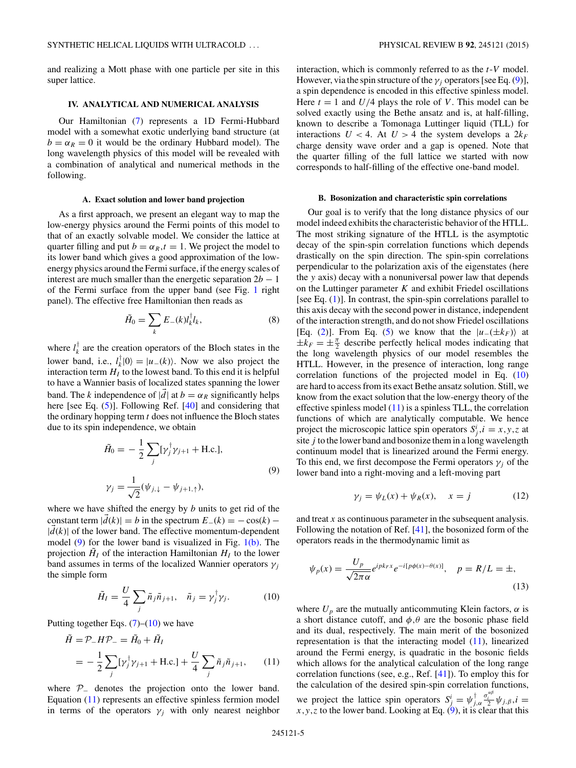and realizing a Mott phase with one particle per site in this super lattice.

## IV. ANALYTICAL AND NUMERICAL ANALYSIS

Our Hamiltonian (7) represents a 1D Fermi-Hubbard model with a somewhat exotic underlying band structure (at $b = \alpha_R = 0$ it would be the ordinary Hubbard model). The long wavelength physics of this model will be revealed with a combination of analytical and numerical methods in the following.

### A. Exact solution and lower band projection

As a first approach, we present an elegant way to map the low-energy physics around the Fermi points of this model to that of an exactly solvable model. We consider the lattice at quarter filling and put $b = \alpha_R, t = 1$. We project the model to its lower band which gives a good approximation of the low-energy physics around the Fermi surface, if the energy scales of interest are much smaller than the energetic separation $2b - 1$ of the Fermi surface from the upper band (see Fig. 1 right panel). The effective free Hamiltonian then reads as

$$\tilde{H}_0 = \sum_k E_-(k) l_k^\dagger l_k, \tag{8}$$

where $l_k^\dagger$ are the creation operators of the Bloch states in the lower band, i.e., $l_k^\dagger|0\rangle = |u_-(k)\rangle$. Now we also project the interaction term $H_I$ to the lowest band. To this end it is helpful to have a Wannier basis of localized states spanning the lower band. The $k$ independence of $|\vec{d}|$ at $b = \alpha_R$ significantly helps here [see Eq. (5)]. Following Ref. [40] and considering that the ordinary hopping term $t$ does not influence the Bloch states due to its spin independence, we obtain

$$\tilde{H}_0 = -\frac{1}{2}\sum_j [\gamma_j^\dagger \gamma_{j+1} + \text{H.c.}],$$
$$\gamma_j = \frac{1}{\sqrt{2}}(\psi_{j,\downarrow} - \psi_{j+1,\uparrow}), \tag{9}$$

where we have shifted the energy by $b$ units to get rid of the constant term $|\vec{d}(k)| = b$ in the spectrum $E_-(k) = -\cos(k) - |\vec{d}(k)|$ of the lower band. The effective momentum-dependent model (9) for the lower band is visualized in Fig. 1(b). The projection $\tilde{H}_I$ of the interaction Hamiltonian $H_I$ to the lower band assumes in terms of the localized Wannier operators $\gamma_j$ the simple form

$$\tilde{H}_I = \frac{U}{4}\sum_j \tilde{n}_j \tilde{n}_{j+1}, \quad \tilde{n}_j = \gamma_j^\dagger \gamma_j. \tag{10}$$

Putting together Eqs. (7)–(10) we have

$$\begin{aligned}\tilde{H} &= \mathcal{P}_- H \mathcal{P}_- = \tilde{H}_0 + \tilde{H}_I \\ &= -\frac{1}{2}\sum_j [\gamma_j^\dagger \gamma_{j+1} + \text{H.c.}] + \frac{U}{4}\sum_j \tilde{n}_j \tilde{n}_{j+1},\end{aligned} \tag{11}$$

where $\mathcal{P}_-$ denotes the projection onto the lower band. Equation (11) represents an effective spinless fermion model in terms of the operators $\gamma_j$ with only nearest neighbor interaction, which is commonly referred to as the $t$-$V$ model. However, via the spin structure of the $\gamma_j$ operators [see Eq. (9)], a spin dependence is encoded in this effective spinless model. Here $t = 1$ and $U/4$ plays the role of $V$. This model can be solved exactly using the Bethe ansatz and is, at half-filling, known to describe a Tomonaga Luttinger liquid (TLL) for interactions $U < 4$. At $U > 4$ the system develops a $2k_F$ charge density wave order and a gap is opened. Note that the quarter filling of the full lattice we started with now corresponds to half-filling of the effective one-band model.

### B. Bosonization and characteristic spin correlations

Our goal is to verify that the long distance physics of our model indeed exhibits the characteristic behavior of the HTLL. The most striking signature of the HTLL is the asymptotic decay of the spin-spin correlation functions which depends drastically on the spin direction. The spin-spin correlations perpendicular to the polarization axis of the eigenstates (here the $y$ axis) decay with a nonuniversal power law that depends on the Luttinger parameter $K$ and exhibit Friedel oscillations [see Eq. (1)]. In contrast, the spin-spin correlations parallel to this axis decay with the second power in distance, independent of the interaction strength, and do not show Friedel oscillations [Eq. (2)]. From Eq. (5) we know that the $|u_-(\pm k_F)\rangle$ at $\pm k_F = \pm\frac{\pi}{2}$ describe perfectly helical modes indicating that the long wavelength physics of our model resembles the HTLL. However, in the presence of interaction, long range correlation functions of the projected model in Eq. (10) are hard to access from its exact Bethe ansatz solution. Still, we know from the exact solution that the low-energy theory of the effective spinless model (11) is a spinless TLL, the correlation functions of which are analytically computable. We hence project the microscopic lattice spin operators $S_j^i, i = x,y,z$ at site $j$ to the lower band and bosonize them in a long wavelength continuum model that is linearized around the Fermi energy. To this end, we first decompose the Fermi operators $\gamma_j$ of the lower band into a right-moving and a left-moving part

$$\gamma_j = \psi_L(x) + \psi_R(x), \quad x = j \tag{12}$$

and treat $x$ as continuous parameter in the subsequent analysis. Following the notation of Ref. [41], the bosonized form of the operators reads in the thermodynamic limit as

$$\psi_p(x) = \frac{U_p}{\sqrt{2\pi\alpha}} e^{ipk_F x} e^{-i[p\phi(x) - \theta(x)]}, \quad p = R/L = \pm, \tag{13}$$

where $U_p$ are the mutually anticommuting Klein factors, $\alpha$ is a short distance cutoff, and $\phi,\theta$ are the bosonic phase field and its dual, respectively. The main merit of the bosonized representation is that the interacting model (11), linearized around the Fermi energy, is quadratic in the bosonic fields which allows for the analytical calculation of the long range correlation functions (see, e.g., Ref. [41]). To employ this for the calculation of the desired spin-spin correlation functions, we project the lattice spin operators $S_j^i = \psi_{j,\alpha}^\dagger \frac{\sigma_i^{\alpha\beta}}{2} \psi_{j,\beta}, i = x,y,z$ to the lower band. Looking at Eq. (9), it is clear that this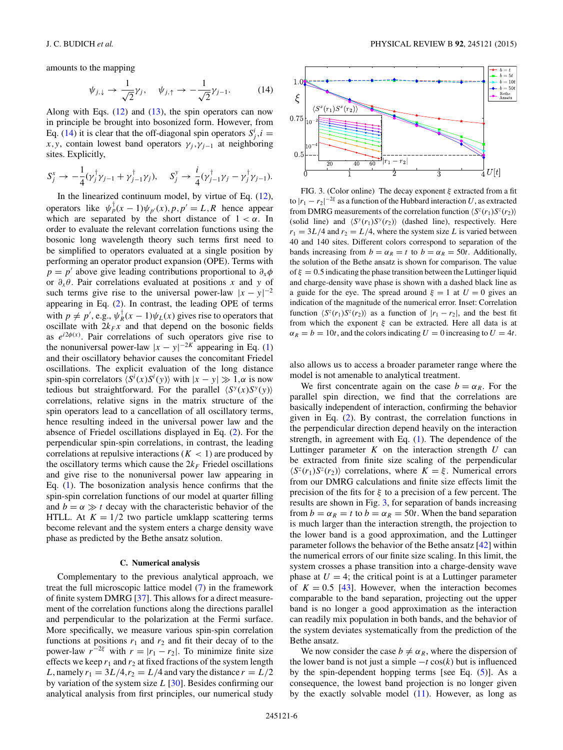amounts to the mapping

$$\psi_{j,\downarrow} \to \frac{1}{\sqrt{2}}\gamma_j, \quad \psi_{j,\uparrow} \to -\frac{1}{\sqrt{2}}\gamma_{j-1}. \tag{14}$$

Along with Eqs. (12) and (13), the spin operators can now in principle be brought into bosonized form. However, from Eq. (14) it is clear that the off-diagonal spin operators $S_j^i, i = x,y$, contain lowest band operators $\gamma_j, \gamma_{j-1}$ at neighboring sites. Explicitly,

$$S_j^x \to -\frac{1}{4}(\gamma_j^\dagger\gamma_{j-1} + \gamma_{j-1}^\dagger\gamma_j), \quad S_j^y \to \frac{i}{4}(\gamma_{j-1}^\dagger\gamma_j - \gamma_j^\dagger\gamma_{j-1}).$$

In the linearized continuum model, by virtue of Eq. (12), operators like $\psi_p^\dagger(x-1)\psi_{p'}(x), p,p' = L,R$ hence appear which are separated by the short distance of $1 < \alpha$. In order to evaluate the relevant correlation functions using the bosonic long wavelength theory such terms first need to be simplified to operators evaluated at a single position by performing an operator product expansion (OPE). Terms with $p = p'$ above give leading contributions proportional to $\partial_x\phi$ or $\partial_x\theta$. Pair correlations evaluated at positions $x$ and $y$ of such terms give rise to the universal power-law $|x-y|^{-2}$ appearing in Eq. (2). In contrast, the leading OPE of terms with $p \neq p'$, e.g., $\psi_R^\dagger(x-1)\psi_L(x)$ gives rise to operators that oscillate with $2k_F x$ and that depend on the bosonic fields as $e^{i2\phi(x)}$. Pair correlations of such operators give rise to the nonuniversal power-law $|x-y|^{-2K}$ appearing in Eq. (1) and their oscillatory behavior causes the concomitant Friedel oscillations. The explicit evaluation of the long distance spin-spin correlators $\langle S^i(x)S^i(y)\rangle$ with $|x-y| \gg 1,\alpha$ is now tedious but straightforward. For the parallel $\langle S^y(x)S^y(y)\rangle$ correlations, relative signs in the matrix structure of the spin operators lead to a cancellation of all oscillatory terms, hence resulting indeed in the universal power law and the absence of Friedel oscillations displayed in Eq. (2). For the perpendicular spin-spin correlations, in contrast, the leading correlations at repulsive interactions ($K < 1$) are produced by the oscillatory terms which cause the $2k_F$ Friedel oscillations and give rise to the nonuniversal power law appearing in Eq. (1). The bosonization analysis hence confirms that the spin-spin correlation functions of our model at quarter filling and $b = \alpha \gg t$ decay with the characteristic behavior of the HTLL. At $K = 1/2$ two particle umklapp scattering terms become relevant and the system enters a charge density wave phase as predicted by the Bethe ansatz solution.

### C. Numerical analysis

Complementary to the previous analytical approach, we treat the full microscopic lattice model (7) in the framework of finite system DMRG [37]. This allows for a direct measurement of the correlation functions along the directions parallel and perpendicular to the polarization at the Fermi surface. More specifically, we measure various spin-spin correlation functions at positions $r_1$ and $r_2$ and fit their decay of to the power-law $r^{-2\xi}$ with $r = |r_1 - r_2|$. To minimize finite size effects we keep $r_1$ and $r_2$ at fixed fractions of the system length $L$, namely $r_1 = 3L/4, r_2 = L/4$ and vary the distance $r = L/2$ by variation of the system size $L$ [30]. Besides confirming our analytical analysis from first principles, our numerical study also allows us to access a broader parameter range where the model is not amenable to analytical treatment.

FIG. 3. (Color online) The decay exponent $\xi$ extracted from a fit to $|r_1 - r_2|^{-2\xi}$ as a function of the Hubbard interaction $U$, as extracted from DMRG measurements of the correlation function $\langle S^z(r_1)S^z(r_2)\rangle$ (solid line) and $\langle S^y(r_1)S^y(r_2)\rangle$ (dashed line), respectively. Here $r_1 = 3L/4$ and $r_2 = L/4$, where the system size $L$ is varied between 40 and 140 sites. Different colors correspond to separation of the bands increasing from $b = \alpha_R = t$ to $b = \alpha_R = 50t$. Additionally, the solution of the Bethe ansatz is shown for comparison. The value of $\xi = 0.5$ indicating the phase transition between the Luttinger liquid and charge-density wave phase is shown with a dashed black line as a guide for the eye. The spread around $\xi = 1$ at $U = 0$ gives an indication of the magnitude of the numerical error. Inset: Correlation function $\langle S^z(r_1)S^z(r_2)\rangle$ as a function of $|r_1 - r_2|$, and the best fit from which the exponent $\xi$ can be extracted. Here all data is at $\alpha_R = b = 10t$, and the colors indicating $U = 0$ increasing to $U = 4t$.

We first concentrate again on the case $b = \alpha_R$. For the parallel spin direction, we find that the correlations are basically independent of interaction, confirming the behavior given in Eq. (2). By contrast, the correlation functions in the perpendicular direction depend heavily on the interaction strength, in agreement with Eq. (1). The dependence of the Luttinger parameter $K$ on the interaction strength $U$ can be extracted from finite size scaling of the perpendicular $\langle S^z(r_1)S^z(r_2)\rangle$ correlations, where $K = \xi$. Numerical errors from our DMRG calculations and finite size effects limit the precision of the fits for $\xi$ to a precision of a few percent. The results are shown in Fig. 3, for separation of bands increasing from $b = \alpha_R = t$ to $b = \alpha_R = 50t$. When the band separation is much larger than the interaction strength, the projection to the lower band is a good approximation, and the Luttinger parameter follows the behavior of the Bethe ansatz [42] within the numerical errors of our finite size scaling. In this limit, the system crosses a phase transition into a charge-density wave phase at $U = 4$; the critical point is at a Luttinger parameter of $K = 0.5$ [43]. However, when the interaction becomes comparable to the band separation, projecting out the upper band is no longer a good approximation as the interaction can readily mix population in both bands, and the behavior of the system deviates systematically from the prediction of the Bethe ansatz.

We now consider the case $b \neq \alpha_R$, where the dispersion of the lower band is not just a simple $-t\cos(k)$ but is influenced by the spin-dependent hopping terms [see Eq. (5)]. As a consequence, the lowest band projection is no longer given by the exactly solvable model (11). However, as long as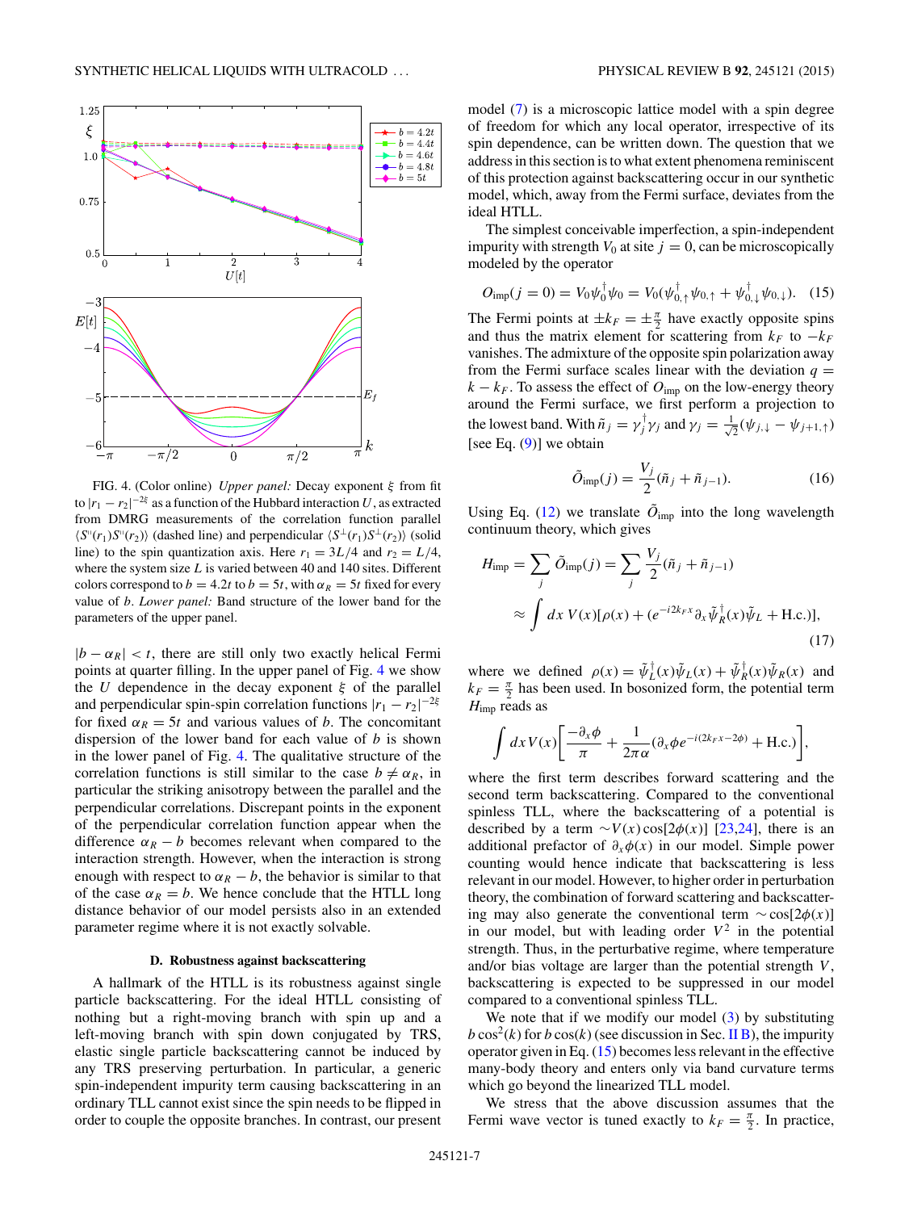FIG. 4. (Color online) *Upper panel:* Decay exponent $\xi$ from fit to $|r_1 - r_2|^{-2\xi}$ as a function of the Hubbard interaction $U$, as extracted from DMRG measurements of the correlation function parallel $\langle S^{\parallel}(r_1)S^{\parallel}(r_2)\rangle$ (dashed line) and perpendicular $\langle S^{\perp}(r_1)S^{\perp}(r_2)\rangle$ (solid line) to the spin quantization axis. Here $r_1 = 3L/4$ and $r_2 = L/4$, where the system size $L$ is varied between 40 and 140 sites. Different colors correspond to $b = 4.2t$ to $b = 5t$, with $\alpha_R = 5t$ fixed for every value of $b$. *Lower panel:* Band structure of the lower band for the parameters of the upper panel.

$|b - \alpha_R| < t$, there are still only two exactly helical Fermi points at quarter filling. In the upper panel of Fig. 4 we show the $U$ dependence in the decay exponent $\xi$ of the parallel and perpendicular spin-spin correlation functions $|r_1 - r_2|^{-2\xi}$ for fixed $\alpha_R = 5t$ and various values of $b$. The concomitant dispersion of the lower band for each value of $b$ is shown in the lower panel of Fig. 4. The qualitative structure of the correlation functions is still similar to the case $b \neq \alpha_R$, in particular the striking anisotropy between the parallel and the perpendicular correlations. Discrepant points in the exponent of the perpendicular correlation function appear when the difference $\alpha_R - b$ becomes relevant when compared to the interaction strength. However, when the interaction is strong enough with respect to $\alpha_R - b$, the behavior is similar to that of the case $\alpha_R = b$. We hence conclude that the HTLL long distance behavior of our model persists also in an extended parameter regime where it is not exactly solvable.

### D. Robustness against backscattering

A hallmark of the HTLL is its robustness against single particle backscattering. For the ideal HTLL consisting of nothing but a right-moving branch with spin up and a left-moving branch with spin down conjugated by TRS, elastic single particle backscattering cannot be induced by any TRS preserving perturbation. In particular, a generic spin-independent impurity term causing backscattering in an ordinary TLL cannot exist since the spin needs to be flipped in order to couple the opposite branches. In contrast, our present model (7) is a microscopic lattice model with a spin degree of freedom for which any local operator, irrespective of its spin dependence, can be written down. The question that we address in this section is to what extent phenomena reminiscent of this protection against backscattering occur in our synthetic model, which, away from the Fermi surface, deviates from the ideal HTLL.

The simplest conceivable imperfection, a spin-independent impurity with strength $V_0$ at site $j = 0$, can be microscopically modeled by the operator

$$O_{\mathrm{imp}}(j=0) = V_0\psi_0^\dagger\psi_0 = V_0(\psi_{0,\uparrow}^\dagger\psi_{0,\uparrow} + \psi_{0,\downarrow}^\dagger\psi_{0,\downarrow}). \quad (15)$$

The Fermi points at $\pm k_F = \pm\frac{\pi}{2}$ have exactly opposite spins and thus the matrix element for scattering from $k_F$ to $-k_F$ vanishes. The admixture of the opposite spin polarization away from the Fermi surface scales linear with the deviation $q = k - k_F$. To assess the effect of $O_{\mathrm{imp}}$ on the low-energy theory around the Fermi surface, we first perform a projection to the lowest band. With $\tilde{n}_j = \gamma_j^\dagger\gamma_j$ and $\gamma_j = \frac{1}{\sqrt{2}}(\psi_{j,\downarrow} - \psi_{j+1,\uparrow})$ [see Eq. (9)] we obtain

$$\tilde{O}_{\mathrm{imp}}(j) = \frac{V_j}{2}(\tilde{n}_j + \tilde{n}_{j-1}). \quad (16)$$

Using Eq. (12) we translate $\tilde{O}_{\mathrm{imp}}$ into the long wavelength continuum theory, which gives

$$\begin{aligned} H_{\mathrm{imp}} &= \sum_j \tilde{O}_{\mathrm{imp}}(j) = \sum_j \frac{V_j}{2}(\tilde{n}_j + \tilde{n}_{j-1}) \\ &\approx \int dx\, V(x)[\rho(x) + (e^{-i2k_F x}\partial_x\tilde{\psi}_R^\dagger(x)\tilde{\psi}_L + \mathrm{H.c.})], \end{aligned} \quad (17)$$

where we defined $\rho(x) = \tilde{\psi}_L^\dagger(x)\tilde{\psi}_L(x) + \tilde{\psi}_R^\dagger(x)\tilde{\psi}_R(x)$ and $k_F = \frac{\pi}{2}$ has been used. In bosonized form, the potential term $H_{\mathrm{imp}}$ reads as

$$\int dx\, V(x)\left[\frac{-\partial_x\phi}{\pi} + \frac{1}{2\pi\alpha}(\partial_x\phi e^{-i(2k_F x - 2\phi)} + \mathrm{H.c.})\right],$$

where the first term describes forward scattering and the second term backscattering. Compared to the conventional spinless TLL, where the backscattering of a potential is described by a term $\sim V(x)\cos[2\phi(x)]$ [23,24], there is an additional prefactor of $\partial_x\phi(x)$ in our model. Simple power counting would hence indicate that backscattering is less relevant in our model. However, to higher order in perturbation theory, the combination of forward scattering and backscattering may also generate the conventional term $\sim\cos[2\phi(x)]$ in our model, but with leading order $V^2$ in the potential strength. Thus, in the perturbative regime, where temperature and/or bias voltage are larger than the potential strength $V$, backscattering is expected to be suppressed in our model compared to a conventional spinless TLL.

We note that if we modify our model (3) by substituting $b\cos^2(k)$ for $b\cos(k)$ (see discussion in Sec. II B), the impurity operator given in Eq. (15) becomes less relevant in the effective many-body theory and enters only via band curvature terms which go beyond the linearized TLL model.

We stress that the above discussion assumes that the Fermi wave vector is tuned exactly to $k_F = \frac{\pi}{2}$. In practice,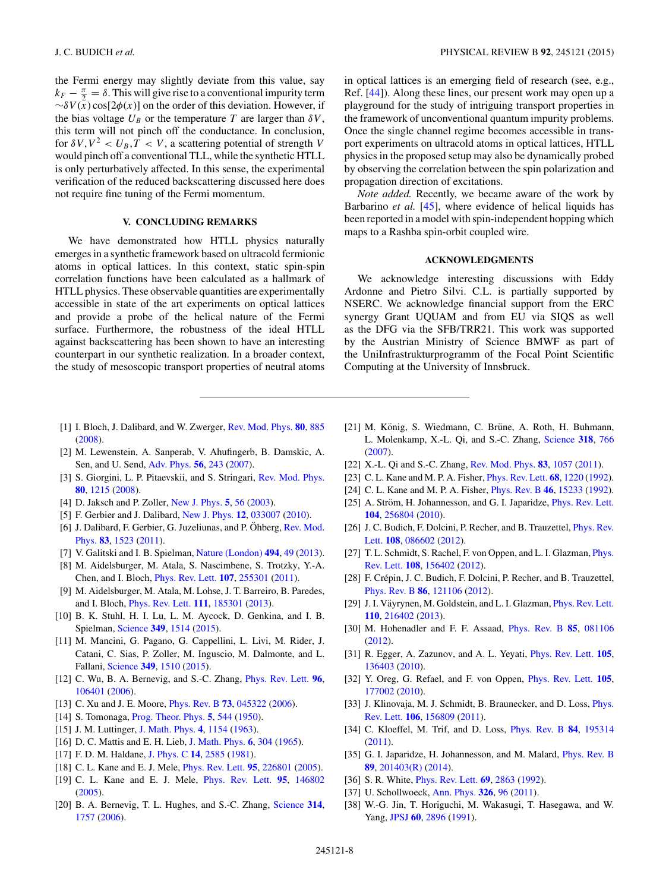the Fermi energy may slightly deviate from this value, say $k_F - \frac{\pi}{2} = \delta$. This will give rise to a conventional impurity term $\sim \delta V(x) \cos[2\phi(x)]$ on the order of this deviation. However, if the bias voltage $U_B$ or the temperature $T$ are larger than $\delta V$, this term will not pinch off the conductance. In conclusion, for $\delta V, V^2 < U_B, T < V$, a scattering potential of strength $V$ would pinch off a conventional TLL, while the synthetic HTLL is only perturbatively affected. In this sense, the experimental verification of the reduced backscattering discussed here does not require fine tuning of the Fermi momentum.

## V. CONCLUDING REMARKS

We have demonstrated how HTLL physics naturally emerges in a synthetic framework based on ultracold fermionic atoms in optical lattices. In this context, static spin-spin correlation functions have been calculated as a hallmark of HTLL physics. These observable quantities are experimentally accessible in state of the art experiments on optical lattices and provide a probe of the helical nature of the Fermi surface. Furthermore, the robustness of the ideal HTLL against backscattering has been shown to have an interesting counterpart in our synthetic realization. In a broader context, the study of mesoscopic transport properties of neutral atoms in optical lattices is an emerging field of research (see, e.g., Ref. [44]). Along these lines, our present work may open up a playground for the study of intriguing transport properties in the framework of unconventional quantum impurity problems. Once the single channel regime becomes accessible in transport experiments on ultracold atoms in optical lattices, HTLL physics in the proposed setup may also be dynamically probed by observing the correlation between the spin polarization and propagation direction of excitations.

*Note added.* Recently, we became aware of the work by Barbarino *et al.* [45], where evidence of helical liquids has been reported in a model with spin-independent hopping which maps to a Rashba spin-orbit coupled wire.

## ACKNOWLEDGMENTS

We acknowledge interesting discussions with Eddy Ardonne and Pietro Silvi. C.L. is partially supported by NSERC. We acknowledge financial support from the ERC synergy Grant UQUAM and from EU via SIQS as well as the DFG via the SFB/TRR21. This work was supported by the Austrian Ministry of Science BMWF as part of the UniInfrastrukturprogramm of the Focal Point Scientific Computing at the University of Innsbruck.

---

[1] I. Bloch, J. Dalibard, and W. Zwerger, Rev. Mod. Phys. **80**, 885 (2008).

[2] M. Lewenstein, A. Sanperab, V. Ahufingerb, B. Damskic, A. Sen, and U. Send, Adv. Phys. **56**, 243 (2007).

[3] S. Giorgini, L. P. Pitaevskii, and S. Stringari, Rev. Mod. Phys. **80**, 1215 (2008).

[4] D. Jaksch and P. Zoller, New J. Phys. **5**, 56 (2003).

[5] F. Gerbier and J. Dalibard, New J. Phys. **12**, 033007 (2010).

[6] J. Dalibard, F. Gerbier, G. Juzeliunas, and P. Öhberg, Rev. Mod. Phys. **83**, 1523 (2011).

[7] V. Galitski and I. B. Spielman, Nature (London) **494**, 49 (2013).

[8] M. Aidelsburger, M. Atala, S. Nascimbene, S. Trotzky, Y.-A. Chen, and I. Bloch, Phys. Rev. Lett. **107**, 255301 (2011).

[9] M. Aidelsburger, M. Atala, M. Lohse, J. T. Barreiro, B. Paredes, and I. Bloch, Phys. Rev. Lett. **111**, 185301 (2013).

[10] B. K. Stuhl, H. I. Lu, L. M. Aycock, D. Genkina, and I. B. Spielman, Science **349**, 1514 (2015).

[11] M. Mancini, G. Pagano, G. Cappellini, L. Livi, M. Rider, J. Catani, C. Sias, P. Zoller, M. Inguscio, M. Dalmonte, and L. Fallani, Science **349**, 1510 (2015).

[12] C. Wu, B. A. Bernevig, and S.-C. Zhang, Phys. Rev. Lett. **96**, 106401 (2006).

[13] C. Xu and J. E. Moore, Phys. Rev. B **73**, 045322 (2006).

[14] S. Tomonaga, Prog. Theor. Phys. **5**, 544 (1950).

[15] J. M. Luttinger, J. Math. Phys. **4**, 1154 (1963).

[16] D. C. Mattis and E. H. Lieb, J. Math. Phys. **6**, 304 (1965).

[17] F. D. M. Haldane, J. Phys. C **14**, 2585 (1981).

[18] C. L. Kane and E. J. Mele, Phys. Rev. Lett. **95**, 226801 (2005).

[19] C. L. Kane and E. J. Mele, Phys. Rev. Lett. **95**, 146802 (2005).

[20] B. A. Bernevig, T. L. Hughes, and S.-C. Zhang, Science **314**, 1757 (2006).

[21] M. König, S. Wiedmann, C. Brüne, A. Roth, H. Buhmann, L. Molenkamp, X.-L. Qi, and S.-C. Zhang, Science **318**, 766 (2007).

[22] X.-L. Qi and S.-C. Zhang, Rev. Mod. Phys. **83**, 1057 (2011).

[23] C. L. Kane and M. P. A. Fisher, Phys. Rev. Lett. **68**, 1220 (1992).

[24] C. L. Kane and M. P. A. Fisher, Phys. Rev. B **46**, 15233 (1992).

[25] A. Ström, H. Johannesson, and G. I. Japaridze, Phys. Rev. Lett. **104**, 256804 (2010).

[26] J. C. Budich, F. Dolcini, P. Recher, and B. Trauzettel, Phys. Rev. Lett. **108**, 086602 (2012).

[27] T. L. Schmidt, S. Rachel, F. von Oppen, and L. I. Glazman, Phys. Rev. Lett. **108**, 156402 (2012).

[28] F. Crépin, J. C. Budich, F. Dolcini, P. Recher, and B. Trauzettel, Phys. Rev. B **86**, 121106 (2012).

[29] J. I. Väyrynen, M. Goldstein, and L. I. Glazman, Phys. Rev. Lett. **110**, 216402 (2013).

[30] M. Hohenadler and F. F. Assaad, Phys. Rev. B **85**, 081106 (2012).

[31] R. Egger, A. Zazunov, and A. L. Yeyati, Phys. Rev. Lett. **105**, 136403 (2010).

[32] Y. Oreg, G. Refael, and F. von Oppen, Phys. Rev. Lett. **105**, 177002 (2010).

[33] J. Klinovaja, M. J. Schmidt, B. Braunecker, and D. Loss, Phys. Rev. Lett. **106**, 156809 (2011).

[34] C. Kloeffel, M. Trif, and D. Loss, Phys. Rev. B **84**, 195314 (2011).

[35] G. I. Japaridze, H. Johannesson, and M. Malard, Phys. Rev. B **89**, 201403(R) (2014).

[36] S. R. White, Phys. Rev. Lett. **69**, 2863 (1992).

[37] U. Schollwoeck, Ann. Phys. **326**, 96 (2011).

[38] W.-G. Jin, T. Horiguchi, M. Wakasugi, T. Hasegawa, and W. Yang, JPSJ **60**, 2896 (1991).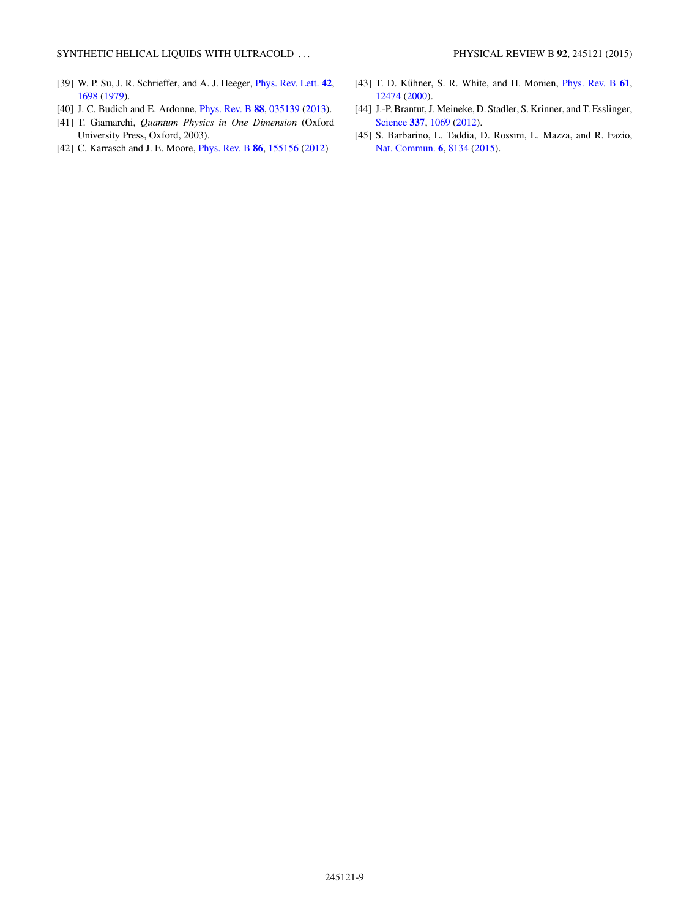[39] W. P. Su, J. R. Schrieffer, and A. J. Heeger, Phys. Rev. Lett. **42**, 1698 (1979).

[40] J. C. Budich and E. Ardonne, Phys. Rev. B **88**, 035139 (2013).

[41] T. Giamarchi, *Quantum Physics in One Dimension* (Oxford University Press, Oxford, 2003).

[42] C. Karrasch and J. E. Moore, Phys. Rev. B **86**, 155156 (2012)

[43] T. D. Kühner, S. R. White, and H. Monien, Phys. Rev. B **61**, 12474 (2000).

[44] J.-P. Brantut, J. Meineke, D. Stadler, S. Krinner, and T. Esslinger, Science **337**, 1069 (2012).

[45] S. Barbarino, L. Taddia, D. Rossini, L. Mazza, and R. Fazio, Nat. Commun. **6**, 8134 (2015).